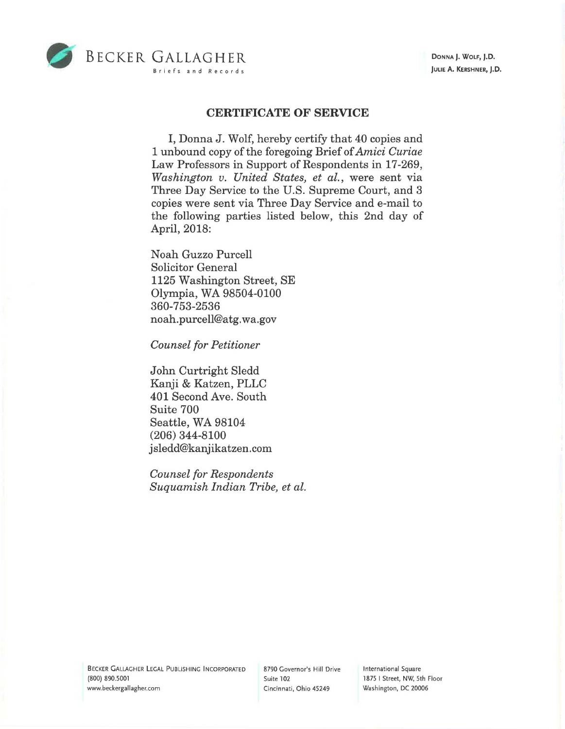BECKER GALLAGHER
Briefs and Records

DONNA J. WOLF, J.D.
JULIE A. KERSHNER, J.D.

## CERTIFICATE OF SERVICE

I, Donna J. Wolf, hereby certify that 40 copies and 1 unbound copy of the foregoing Brief of *Amici Curiae* Law Professors in Support of Respondents in 17-269, *Washington v. United States, et al.*, were sent via Three Day Service to the U.S. Supreme Court, and 3 copies were sent via Three Day Service and e-mail to the following parties listed below, this 2nd day of April, 2018:

Noah Guzzo Purcell
Solicitor General
1125 Washington Street, SE
Olympia, WA 98504-0100
360-753-2536
noah.purcell@atg.wa.gov

*Counsel for Petitioner*

John Curtright Sledd
Kanji & Katzen, PLLC
401 Second Ave. South
Suite 700
Seattle, WA 98104
(206) 344-8100
jsledd@kanjikatzen.com

*Counsel for Respondents*
*Suquamish Indian Tribe, et al.*

BECKER GALLAGHER LEGAL PUBLISHING INCORPORATED
(800) 890.5001
www.beckergallagher.com

8790 Governor's Hill Drive
Suite 102
Cincinnati, Ohio 45249

International Square
1875 I Street, NW, 5th Floor
Washington, DC 20006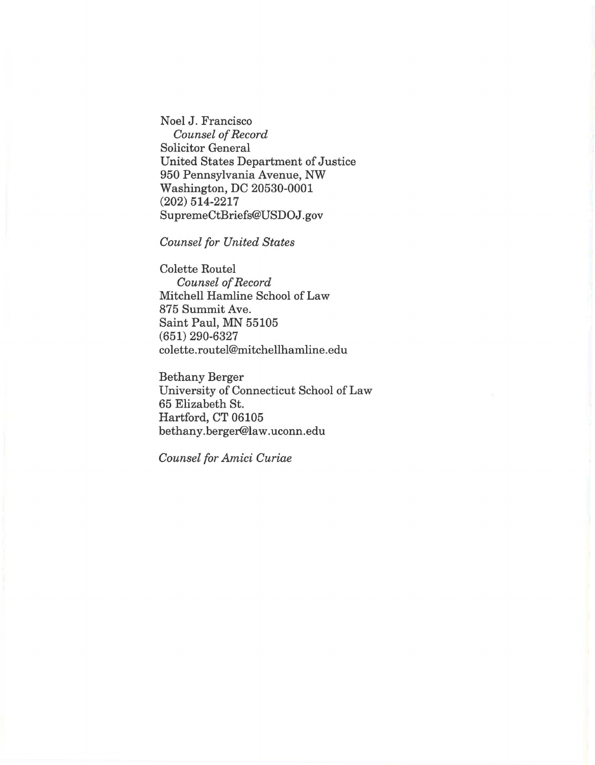Noel J. Francisco
*Counsel of Record*
Solicitor General
United States Department of Justice
950 Pennsylvania Avenue, NW
Washington, DC 20530-0001
(202) 514-2217
SupremeCtBriefs@USDOJ.gov

*Counsel for United States*

Colette Routel
*Counsel of Record*
Mitchell Hamline School of Law
875 Summit Ave.
Saint Paul, MN 55105
(651) 290-6327
colette.routel@mitchellhamline.edu

Bethany Berger
University of Connecticut School of Law
65 Elizabeth St.
Hartford, CT 06105
bethany.berger@law.uconn.edu

*Counsel for Amici Curiae*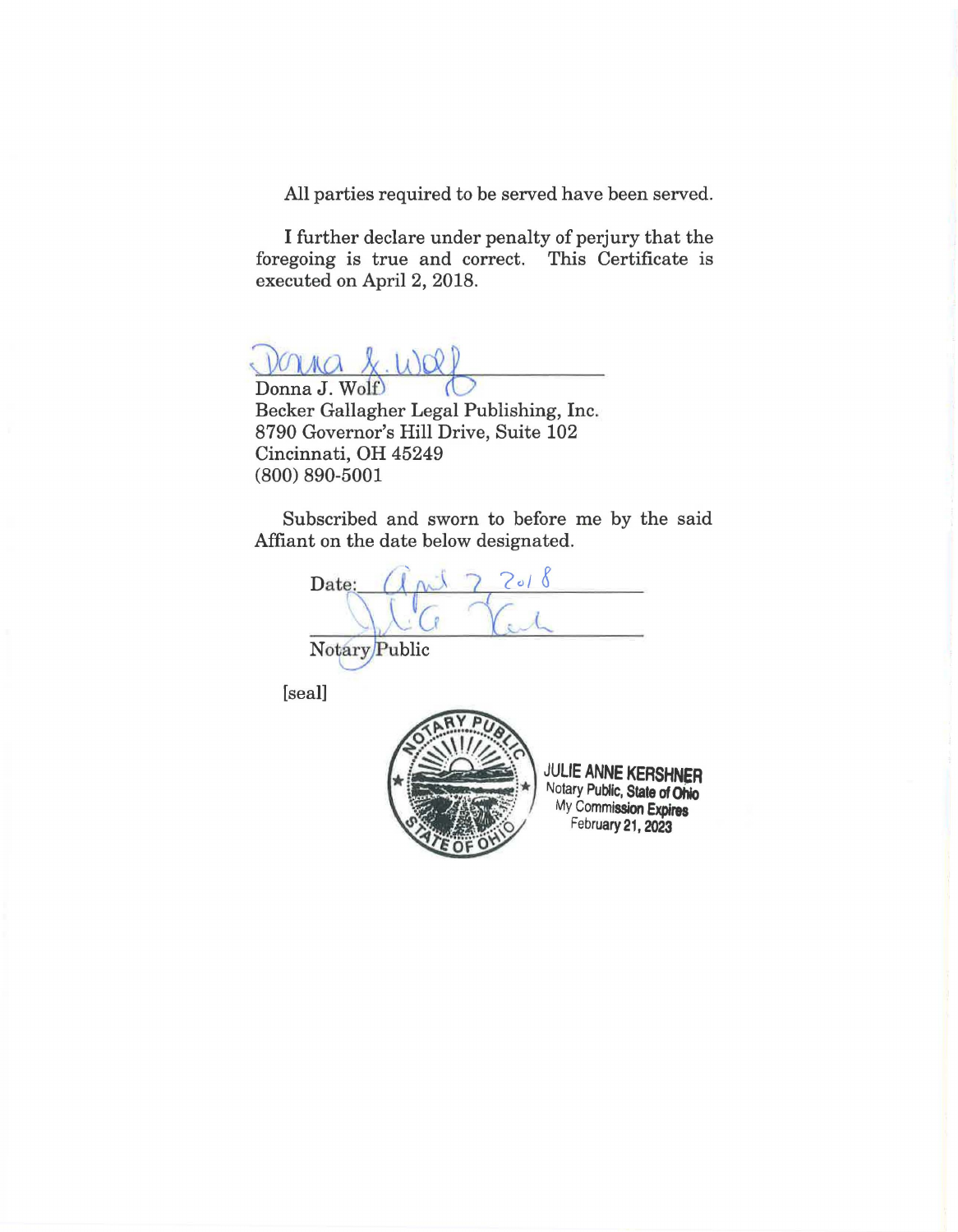All parties required to be served have been served.

I further declare under penalty of perjury that the foregoing is true and correct. This Certificate is executed on April 2, 2018.

Donna J. Wolf
Becker Gallagher Legal Publishing, Inc.
8790 Governor's Hill Drive, Suite 102
Cincinnati, OH 45249
(800) 890-5001

Subscribed and sworn to before me by the said Affiant on the date below designated.

Date: April 2, 2018

Notary Public

[seal]

NOTARY PUBLIC STATE OF OHIO

JULIE ANNE KERSHNER
Notary Public, State of Ohio
My Commission Expires
February 21, 2023